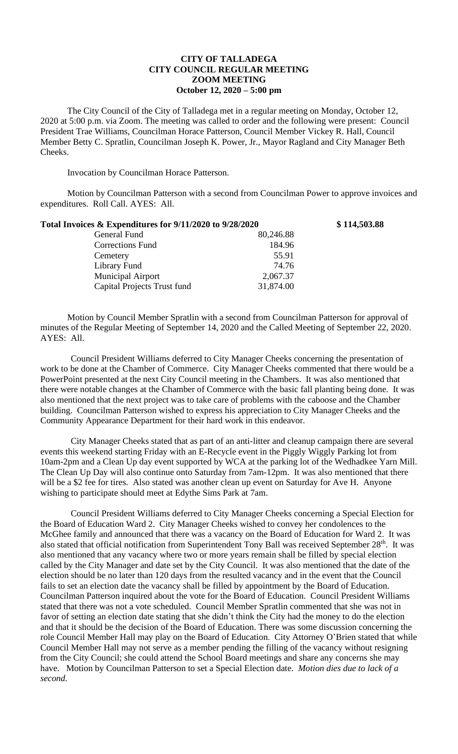# CITY OF TALLADEGA
## CITY COUNCIL REGULAR MEETING
## ZOOM MEETING
## October 12, 2020 – 5:00 pm

The City Council of the City of Talladega met in a regular meeting on Monday, October 12, 2020 at 5:00 p.m. via Zoom. The meeting was called to order and the following were present: Council President Trae Williams, Councilman Horace Patterson, Council Member Vickey R. Hall, Council Member Betty C. Spratlin, Councilman Joseph K. Power, Jr., Mayor Ragland and City Manager Beth Cheeks.

Invocation by Councilman Horace Patterson.

Motion by Councilman Patterson with a second from Councilman Power to approve invoices and expenditures. Roll Call. AYES: All.

| **Total Invoices & Expenditures for 9/11/2020 to 9/28/2020** | | **$ 114,503.88** |
|---|---|---|
| General Fund | 80,246.88 | |
| Corrections Fund | 184.96 | |
| Cemetery | 55.91 | |
| Library Fund | 74.76 | |
| Municipal Airport | 2,067.37 | |
| Capital Projects Trust fund | 31,874.00 | |

Motion by Council Member Spratlin with a second from Councilman Patterson for approval of minutes of the Regular Meeting of September 14, 2020 and the Called Meeting of September 22, 2020. AYES: All.

Council President Williams deferred to City Manager Cheeks concerning the presentation of work to be done at the Chamber of Commerce. City Manager Cheeks commented that there would be a PowerPoint presented at the next City Council meeting in the Chambers. It was also mentioned that there were notable changes at the Chamber of Commerce with the basic fall planting being done. It was also mentioned that the next project was to take care of problems with the caboose and the Chamber building. Councilman Patterson wished to express his appreciation to City Manager Cheeks and the Community Appearance Department for their hard work in this endeavor.

City Manager Cheeks stated that as part of an anti-litter and cleanup campaign there are several events this weekend starting Friday with an E-Recycle event in the Piggly Wiggly Parking lot from 10am-2pm and a Clean Up day event supported by WCA at the parking lot of the Wedhadkee Yarn Mill. The Clean Up Day will also continue onto Saturday from 7am-12pm. It was also mentioned that there will be a $2 fee for tires. Also stated was another clean up event on Saturday for Ave H. Anyone wishing to participate should meet at Edythe Sims Park at 7am.

Council President Williams deferred to City Manager Cheeks concerning a Special Election for the Board of Education Ward 2. City Manager Cheeks wished to convey her condolences to the McGhee family and announced that there was a vacancy on the Board of Education for Ward 2. It was also stated that official notification from Superintendent Tony Ball was received September 28th. It was also mentioned that any vacancy where two or more years remain shall be filled by special election called by the City Manager and date set by the City Council. It was also mentioned that the date of the election should be no later than 120 days from the resulted vacancy and in the event that the Council fails to set an election date the vacancy shall be filled by appointment by the Board of Education. Councilman Patterson inquired about the vote for the Board of Education. Council President Williams stated that there was not a vote scheduled. Council Member Spratlin commented that she was not in favor of setting an election date stating that she didn't think the City had the money to do the election and that it should be the decision of the Board of Education. There was some discussion concerning the role Council Member Hall may play on the Board of Education. City Attorney O'Brien stated that while Council Member Hall may not serve as a member pending the filling of the vacancy without resigning from the City Council; she could attend the School Board meetings and share any concerns she may have. Motion by Councilman Patterson to set a Special Election date. *Motion dies due to lack of a second.*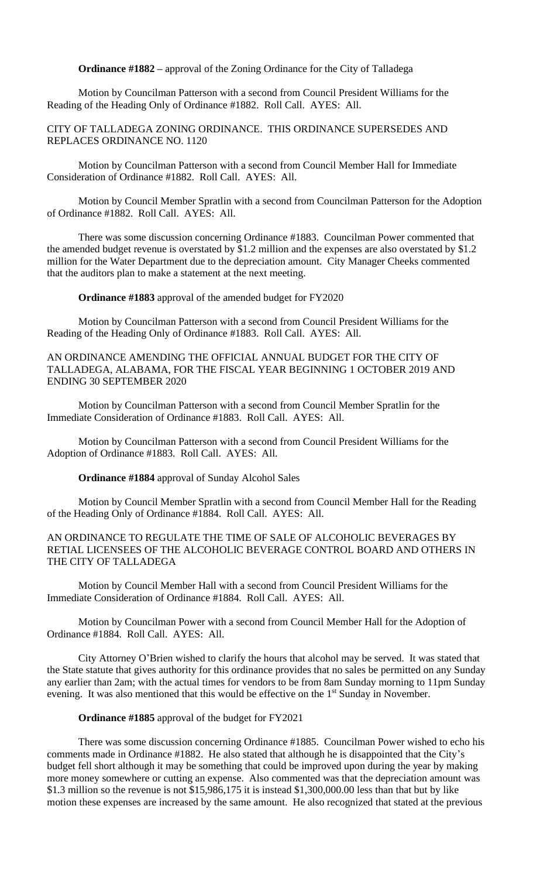**Ordinance #1882 –** approval of the Zoning Ordinance for the City of Talladega

Motion by Councilman Patterson with a second from Council President Williams for the Reading of the Heading Only of Ordinance #1882. Roll Call. AYES: All.

CITY OF TALLADEGA ZONING ORDINANCE. THIS ORDINANCE SUPERSEDES AND REPLACES ORDINANCE NO. 1120

Motion by Councilman Patterson with a second from Council Member Hall for Immediate Consideration of Ordinance #1882. Roll Call. AYES: All.

Motion by Council Member Spratlin with a second from Councilman Patterson for the Adoption of Ordinance #1882. Roll Call. AYES: All.

There was some discussion concerning Ordinance #1883. Councilman Power commented that the amended budget revenue is overstated by $1.2 million and the expenses are also overstated by $1.2 million for the Water Department due to the depreciation amount. City Manager Cheeks commented that the auditors plan to make a statement at the next meeting.

**Ordinance #1883** approval of the amended budget for FY2020

Motion by Councilman Patterson with a second from Council President Williams for the Reading of the Heading Only of Ordinance #1883. Roll Call. AYES: All.

AN ORDINANCE AMENDING THE OFFICIAL ANNUAL BUDGET FOR THE CITY OF TALLADEGA, ALABAMA, FOR THE FISCAL YEAR BEGINNING 1 OCTOBER 2019 AND ENDING 30 SEPTEMBER 2020

Motion by Councilman Patterson with a second from Council Member Spratlin for the Immediate Consideration of Ordinance #1883. Roll Call. AYES: All.

Motion by Councilman Patterson with a second from Council President Williams for the Adoption of Ordinance #1883. Roll Call. AYES: All.

**Ordinance #1884** approval of Sunday Alcohol Sales

Motion by Council Member Spratlin with a second from Council Member Hall for the Reading of the Heading Only of Ordinance #1884. Roll Call. AYES: All.

AN ORDINANCE TO REGULATE THE TIME OF SALE OF ALCOHOLIC BEVERAGES BY RETIAL LICENSEES OF THE ALCOHOLIC BEVERAGE CONTROL BOARD AND OTHERS IN THE CITY OF TALLADEGA

Motion by Council Member Hall with a second from Council President Williams for the Immediate Consideration of Ordinance #1884. Roll Call. AYES: All.

Motion by Councilman Power with a second from Council Member Hall for the Adoption of Ordinance #1884. Roll Call. AYES: All.

City Attorney O'Brien wished to clarify the hours that alcohol may be served. It was stated that the State statute that gives authority for this ordinance provides that no sales be permitted on any Sunday any earlier than 2am; with the actual times for vendors to be from 8am Sunday morning to 11pm Sunday evening. It was also mentioned that this would be effective on the 1st Sunday in November.

**Ordinance #1885** approval of the budget for FY2021

There was some discussion concerning Ordinance #1885. Councilman Power wished to echo his comments made in Ordinance #1882. He also stated that although he is disappointed that the City's budget fell short although it may be something that could be improved upon during the year by making more money somewhere or cutting an expense. Also commented was that the depreciation amount was $1.3 million so the revenue is not $15,986,175 it is instead $1,300,000.00 less than that but by like motion these expenses are increased by the same amount. He also recognized that stated at the previous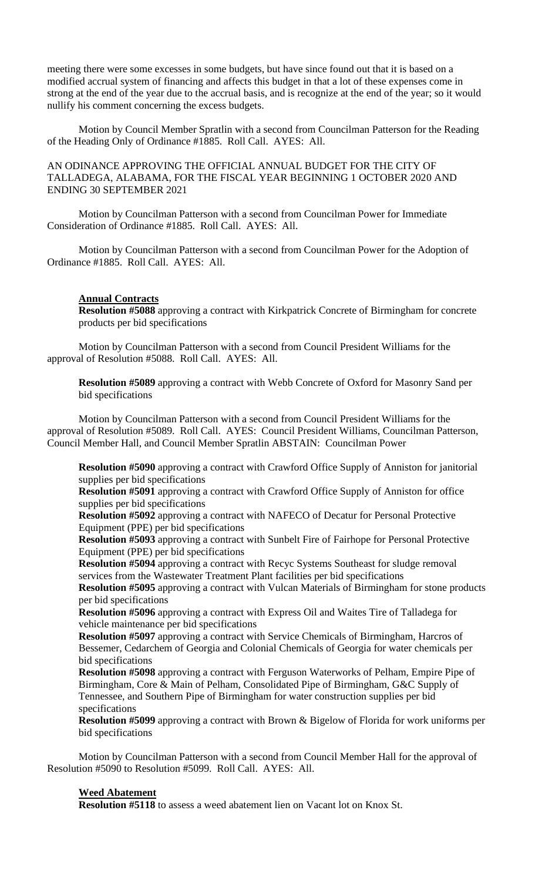meeting there were some excesses in some budgets, but have since found out that it is based on a modified accrual system of financing and affects this budget in that a lot of these expenses come in strong at the end of the year due to the accrual basis, and is recognize at the end of the year; so it would nullify his comment concerning the excess budgets.

Motion by Council Member Spratlin with a second from Councilman Patterson for the Reading of the Heading Only of Ordinance #1885. Roll Call. AYES: All.

AN ODINANCE APPROVING THE OFFICIAL ANNUAL BUDGET FOR THE CITY OF TALLADEGA, ALABAMA, FOR THE FISCAL YEAR BEGINNING 1 OCTOBER 2020 AND ENDING 30 SEPTEMBER 2021

Motion by Councilman Patterson with a second from Councilman Power for Immediate Consideration of Ordinance #1885. Roll Call. AYES: All.

Motion by Councilman Patterson with a second from Councilman Power for the Adoption of Ordinance #1885. Roll Call. AYES: All.

**Annual Contracts**

**Resolution #5088** approving a contract with Kirkpatrick Concrete of Birmingham for concrete products per bid specifications

Motion by Councilman Patterson with a second from Council President Williams for the approval of Resolution #5088. Roll Call. AYES: All.

**Resolution #5089** approving a contract with Webb Concrete of Oxford for Masonry Sand per bid specifications

Motion by Councilman Patterson with a second from Council President Williams for the approval of Resolution #5089. Roll Call. AYES: Council President Williams, Councilman Patterson, Council Member Hall, and Council Member Spratlin ABSTAIN: Councilman Power

**Resolution #5090** approving a contract with Crawford Office Supply of Anniston for janitorial supplies per bid specifications

**Resolution #5091** approving a contract with Crawford Office Supply of Anniston for office supplies per bid specifications

**Resolution #5092** approving a contract with NAFECO of Decatur for Personal Protective Equipment (PPE) per bid specifications

**Resolution #5093** approving a contract with Sunbelt Fire of Fairhope for Personal Protective Equipment (PPE) per bid specifications

**Resolution #5094** approving a contract with Recyc Systems Southeast for sludge removal services from the Wastewater Treatment Plant facilities per bid specifications

**Resolution #5095** approving a contract with Vulcan Materials of Birmingham for stone products per bid specifications

**Resolution #5096** approving a contract with Express Oil and Waites Tire of Talladega for vehicle maintenance per bid specifications

**Resolution #5097** approving a contract with Service Chemicals of Birmingham, Harcros of Bessemer, Cedarchem of Georgia and Colonial Chemicals of Georgia for water chemicals per bid specifications

**Resolution #5098** approving a contract with Ferguson Waterworks of Pelham, Empire Pipe of Birmingham, Core & Main of Pelham, Consolidated Pipe of Birmingham, G&C Supply of Tennessee, and Southern Pipe of Birmingham for water construction supplies per bid specifications

**Resolution #5099** approving a contract with Brown & Bigelow of Florida for work uniforms per bid specifications

Motion by Councilman Patterson with a second from Council Member Hall for the approval of Resolution #5090 to Resolution #5099. Roll Call. AYES: All.

**Weed Abatement**

**Resolution #5118** to assess a weed abatement lien on Vacant lot on Knox St.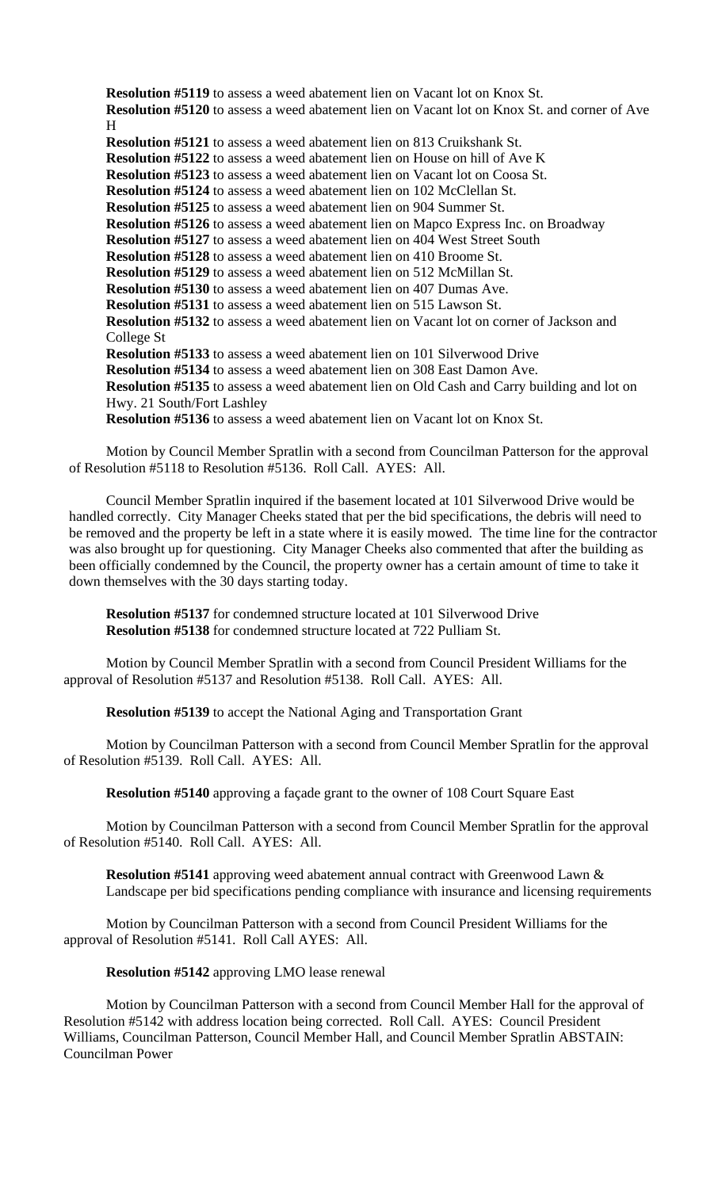**Resolution #5119** to assess a weed abatement lien on Vacant lot on Knox St.
**Resolution #5120** to assess a weed abatement lien on Vacant lot on Knox St. and corner of Ave H
**Resolution #5121** to assess a weed abatement lien on 813 Cruikshank St.
**Resolution #5122** to assess a weed abatement lien on House on hill of Ave K
**Resolution #5123** to assess a weed abatement lien on Vacant lot on Coosa St.
**Resolution #5124** to assess a weed abatement lien on 102 McClellan St.
**Resolution #5125** to assess a weed abatement lien on 904 Summer St.
**Resolution #5126** to assess a weed abatement lien on Mapco Express Inc. on Broadway
**Resolution #5127** to assess a weed abatement lien on 404 West Street South
**Resolution #5128** to assess a weed abatement lien on 410 Broome St.
**Resolution #5129** to assess a weed abatement lien on 512 McMillan St.
**Resolution #5130** to assess a weed abatement lien on 407 Dumas Ave.
**Resolution #5131** to assess a weed abatement lien on 515 Lawson St.
**Resolution #5132** to assess a weed abatement lien on Vacant lot on corner of Jackson and College St
**Resolution #5133** to assess a weed abatement lien on 101 Silverwood Drive
**Resolution #5134** to assess a weed abatement lien on 308 East Damon Ave.
**Resolution #5135** to assess a weed abatement lien on Old Cash and Carry building and lot on Hwy. 21 South/Fort Lashley
**Resolution #5136** to assess a weed abatement lien on Vacant lot on Knox St.

Motion by Council Member Spratlin with a second from Councilman Patterson for the approval of Resolution #5118 to Resolution #5136. Roll Call. AYES: All.

Council Member Spratlin inquired if the basement located at 101 Silverwood Drive would be handled correctly. City Manager Cheeks stated that per the bid specifications, the debris will need to be removed and the property be left in a state where it is easily mowed. The time line for the contractor was also brought up for questioning. City Manager Cheeks also commented that after the building as been officially condemned by the Council, the property owner has a certain amount of time to take it down themselves with the 30 days starting today.

**Resolution #5137** for condemned structure located at 101 Silverwood Drive
**Resolution #5138** for condemned structure located at 722 Pulliam St.

Motion by Council Member Spratlin with a second from Council President Williams for the approval of Resolution #5137 and Resolution #5138. Roll Call. AYES: All.

**Resolution #5139** to accept the National Aging and Transportation Grant

Motion by Councilman Patterson with a second from Council Member Spratlin for the approval of Resolution #5139. Roll Call. AYES: All.

**Resolution #5140** approving a façade grant to the owner of 108 Court Square East

Motion by Councilman Patterson with a second from Council Member Spratlin for the approval of Resolution #5140. Roll Call. AYES: All.

**Resolution #5141** approving weed abatement annual contract with Greenwood Lawn & Landscape per bid specifications pending compliance with insurance and licensing requirements

Motion by Councilman Patterson with a second from Council President Williams for the approval of Resolution #5141. Roll Call AYES: All.

**Resolution #5142** approving LMO lease renewal

Motion by Councilman Patterson with a second from Council Member Hall for the approval of Resolution #5142 with address location being corrected. Roll Call. AYES: Council President Williams, Councilman Patterson, Council Member Hall, and Council Member Spratlin ABSTAIN: Councilman Power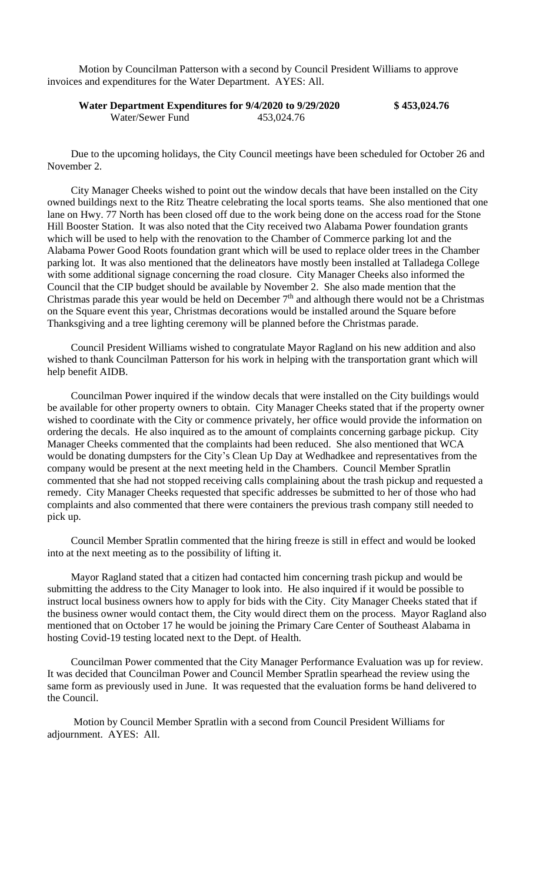Motion by Councilman Patterson with a second by Council President Williams to approve invoices and expenditures for the Water Department. AYES: All.

| **Water Department Expenditures for 9/4/2020 to 9/29/2020** | | **$ 453,024.76** |
|---|---|---|
| Water/Sewer Fund | 453,024.76 | |

Due to the upcoming holidays, the City Council meetings have been scheduled for October 26 and November 2.

City Manager Cheeks wished to point out the window decals that have been installed on the City owned buildings next to the Ritz Theatre celebrating the local sports teams. She also mentioned that one lane on Hwy. 77 North has been closed off due to the work being done on the access road for the Stone Hill Booster Station. It was also noted that the City received two Alabama Power foundation grants which will be used to help with the renovation to the Chamber of Commerce parking lot and the Alabama Power Good Roots foundation grant which will be used to replace older trees in the Chamber parking lot. It was also mentioned that the delineators have mostly been installed at Talladega College with some additional signage concerning the road closure. City Manager Cheeks also informed the Council that the CIP budget should be available by November 2. She also made mention that the Christmas parade this year would be held on December 7th and although there would not be a Christmas on the Square event this year, Christmas decorations would be installed around the Square before Thanksgiving and a tree lighting ceremony will be planned before the Christmas parade.

Council President Williams wished to congratulate Mayor Ragland on his new addition and also wished to thank Councilman Patterson for his work in helping with the transportation grant which will help benefit AIDB.

Councilman Power inquired if the window decals that were installed on the City buildings would be available for other property owners to obtain. City Manager Cheeks stated that if the property owner wished to coordinate with the City or commence privately, her office would provide the information on ordering the decals. He also inquired as to the amount of complaints concerning garbage pickup. City Manager Cheeks commented that the complaints had been reduced. She also mentioned that WCA would be donating dumpsters for the City's Clean Up Day at Wedhadkee and representatives from the company would be present at the next meeting held in the Chambers. Council Member Spratlin commented that she had not stopped receiving calls complaining about the trash pickup and requested a remedy. City Manager Cheeks requested that specific addresses be submitted to her of those who had complaints and also commented that there were containers the previous trash company still needed to pick up.

Council Member Spratlin commented that the hiring freeze is still in effect and would be looked into at the next meeting as to the possibility of lifting it.

Mayor Ragland stated that a citizen had contacted him concerning trash pickup and would be submitting the address to the City Manager to look into. He also inquired if it would be possible to instruct local business owners how to apply for bids with the City. City Manager Cheeks stated that if the business owner would contact them, the City would direct them on the process. Mayor Ragland also mentioned that on October 17 he would be joining the Primary Care Center of Southeast Alabama in hosting Covid-19 testing located next to the Dept. of Health.

Councilman Power commented that the City Manager Performance Evaluation was up for review. It was decided that Councilman Power and Council Member Spratlin spearhead the review using the same form as previously used in June. It was requested that the evaluation forms be hand delivered to the Council.

Motion by Council Member Spratlin with a second from Council President Williams for adjournment. AYES: All.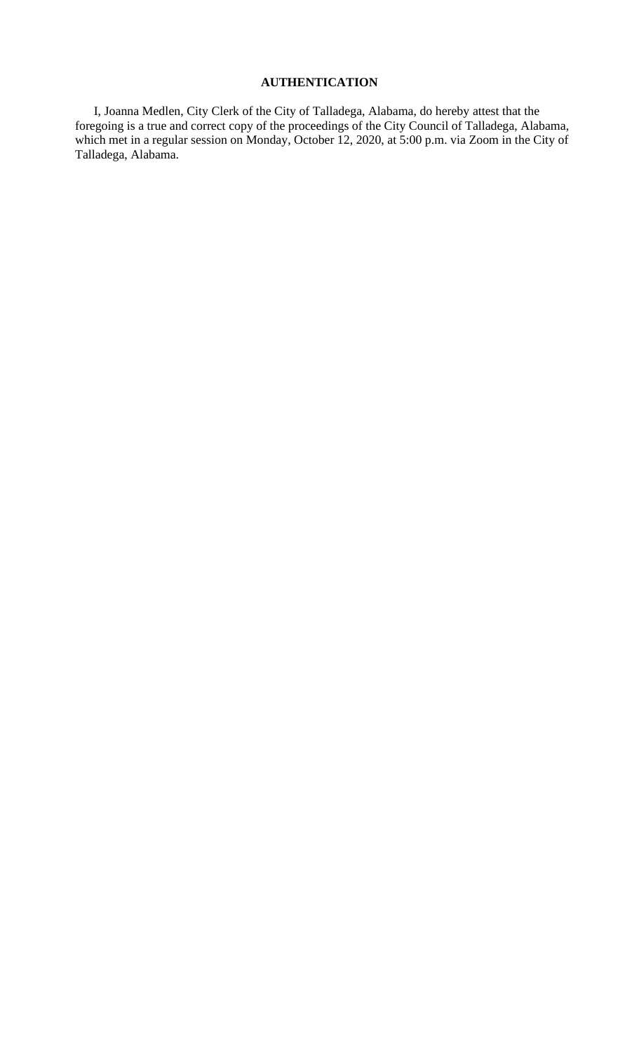**AUTHENTICATION**

I, Joanna Medlen, City Clerk of the City of Talladega, Alabama, do hereby attest that the foregoing is a true and correct copy of the proceedings of the City Council of Talladega, Alabama, which met in a regular session on Monday, October 12, 2020, at 5:00 p.m. via Zoom in the City of Talladega, Alabama.